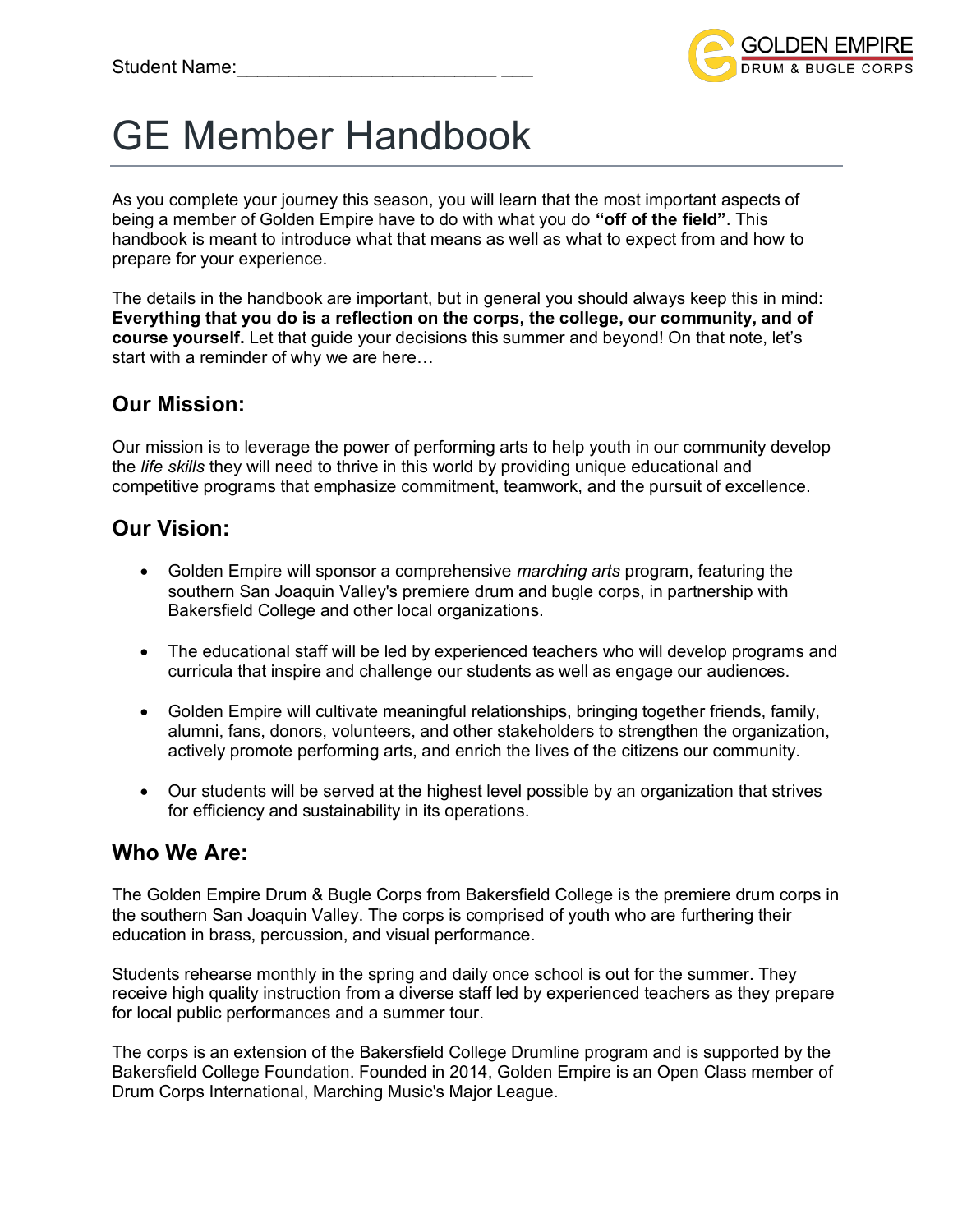Student Name:\_\_\_\_\_\_\_\_\_\_\_\_\_\_\_\_\_\_\_\_\_\_\_\_\_\_\_ \_\_\_

GOLDEN EMPIRE
DRUM & BUGLE CORPS

# GE Member Handbook

As you complete your journey this season, you will learn that the most important aspects of being a member of Golden Empire have to do with what you do **"off of the field"**. This handbook is meant to introduce what that means as well as what to expect from and how to prepare for your experience.

The details in the handbook are important, but in general you should always keep this in mind: **Everything that you do is a reflection on the corps, the college, our community, and of course yourself.** Let that guide your decisions this summer and beyond! On that note, let's start with a reminder of why we are here…

## Our Mission:

Our mission is to leverage the power of performing arts to help youth in our community develop the *life skills* they will need to thrive in this world by providing unique educational and competitive programs that emphasize commitment, teamwork, and the pursuit of excellence.

## Our Vision:

- Golden Empire will sponsor a comprehensive *marching arts* program, featuring the southern San Joaquin Valley's premiere drum and bugle corps, in partnership with Bakersfield College and other local organizations.

- The educational staff will be led by experienced teachers who will develop programs and curricula that inspire and challenge our students as well as engage our audiences.

- Golden Empire will cultivate meaningful relationships, bringing together friends, family, alumni, fans, donors, volunteers, and other stakeholders to strengthen the organization, actively promote performing arts, and enrich the lives of the citizens our community.

- Our students will be served at the highest level possible by an organization that strives for efficiency and sustainability in its operations.

## Who We Are:

The Golden Empire Drum & Bugle Corps from Bakersfield College is the premiere drum corps in the southern San Joaquin Valley. The corps is comprised of youth who are furthering their education in brass, percussion, and visual performance.

Students rehearse monthly in the spring and daily once school is out for the summer. They receive high quality instruction from a diverse staff led by experienced teachers as they prepare for local public performances and a summer tour.

The corps is an extension of the Bakersfield College Drumline program and is supported by the Bakersfield College Foundation. Founded in 2014, Golden Empire is an Open Class member of Drum Corps International, Marching Music's Major League.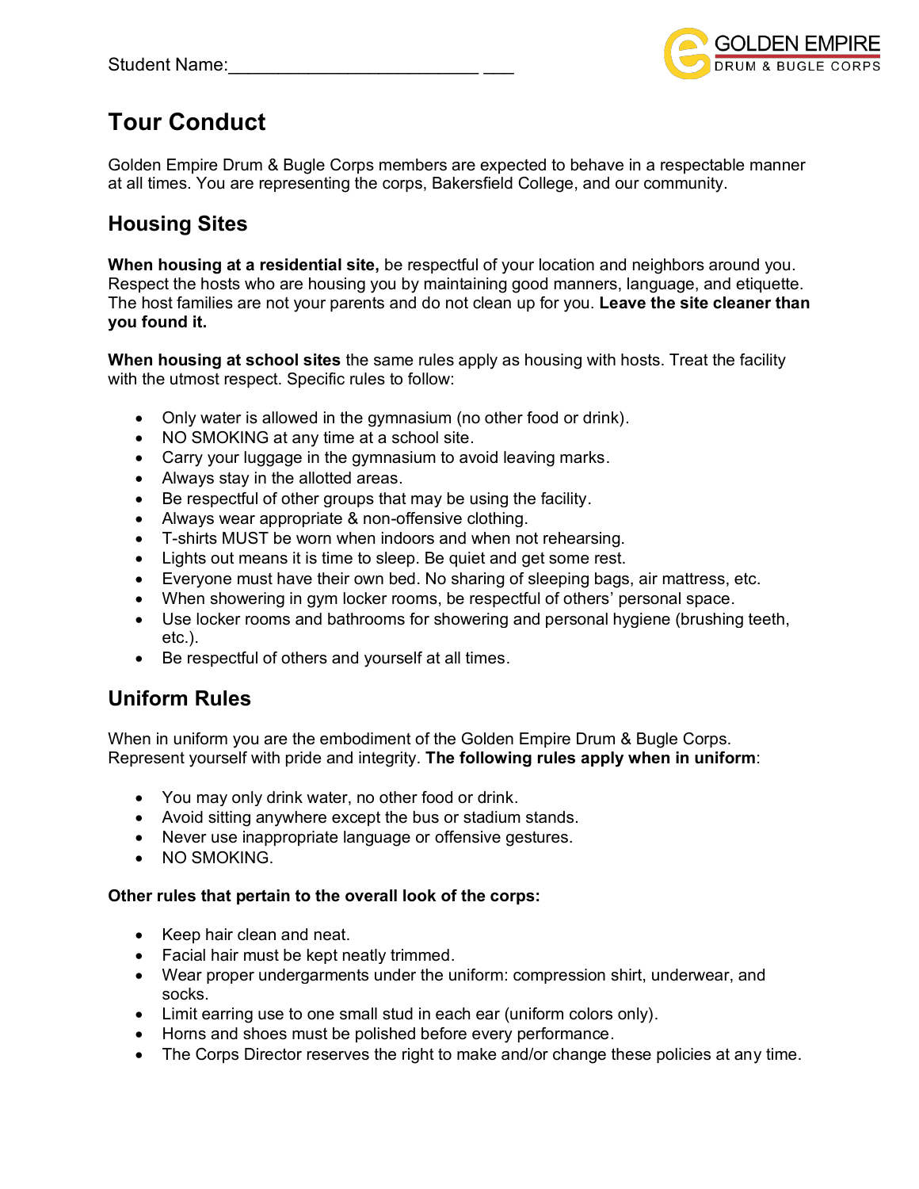Student Name:\_\_\_\_\_\_\_\_\_\_\_\_\_\_\_\_\_\_\_\_\_\_\_\_\_\_\_ \_\_\_

GOLDEN EMPIRE
DRUM & BUGLE CORPS

# Tour Conduct

Golden Empire Drum & Bugle Corps members are expected to behave in a respectable manner at all times. You are representing the corps, Bakersfield College, and our community.

## Housing Sites

**When housing at a residential site,** be respectful of your location and neighbors around you. Respect the hosts who are housing you by maintaining good manners, language, and etiquette. The host families are not your parents and do not clean up for you. **Leave the site cleaner than you found it.**

**When housing at school sites** the same rules apply as housing with hosts. Treat the facility with the utmost respect. Specific rules to follow:

- Only water is allowed in the gymnasium (no other food or drink).
- NO SMOKING at any time at a school site.
- Carry your luggage in the gymnasium to avoid leaving marks.
- Always stay in the allotted areas.
- Be respectful of other groups that may be using the facility.
- Always wear appropriate & non-offensive clothing.
- T-shirts MUST be worn when indoors and when not rehearsing.
- Lights out means it is time to sleep. Be quiet and get some rest.
- Everyone must have their own bed. No sharing of sleeping bags, air mattress, etc.
- When showering in gym locker rooms, be respectful of others' personal space.
- Use locker rooms and bathrooms for showering and personal hygiene (brushing teeth, etc.).
- Be respectful of others and yourself at all times.

## Uniform Rules

When in uniform you are the embodiment of the Golden Empire Drum & Bugle Corps. Represent yourself with pride and integrity. **The following rules apply when in uniform**:

- You may only drink water, no other food or drink.
- Avoid sitting anywhere except the bus or stadium stands.
- Never use inappropriate language or offensive gestures.
- NO SMOKING.

**Other rules that pertain to the overall look of the corps:**

- Keep hair clean and neat.
- Facial hair must be kept neatly trimmed.
- Wear proper undergarments under the uniform: compression shirt, underwear, and socks.
- Limit earring use to one small stud in each ear (uniform colors only).
- Horns and shoes must be polished before every performance.
- The Corps Director reserves the right to make and/or change these policies at any time.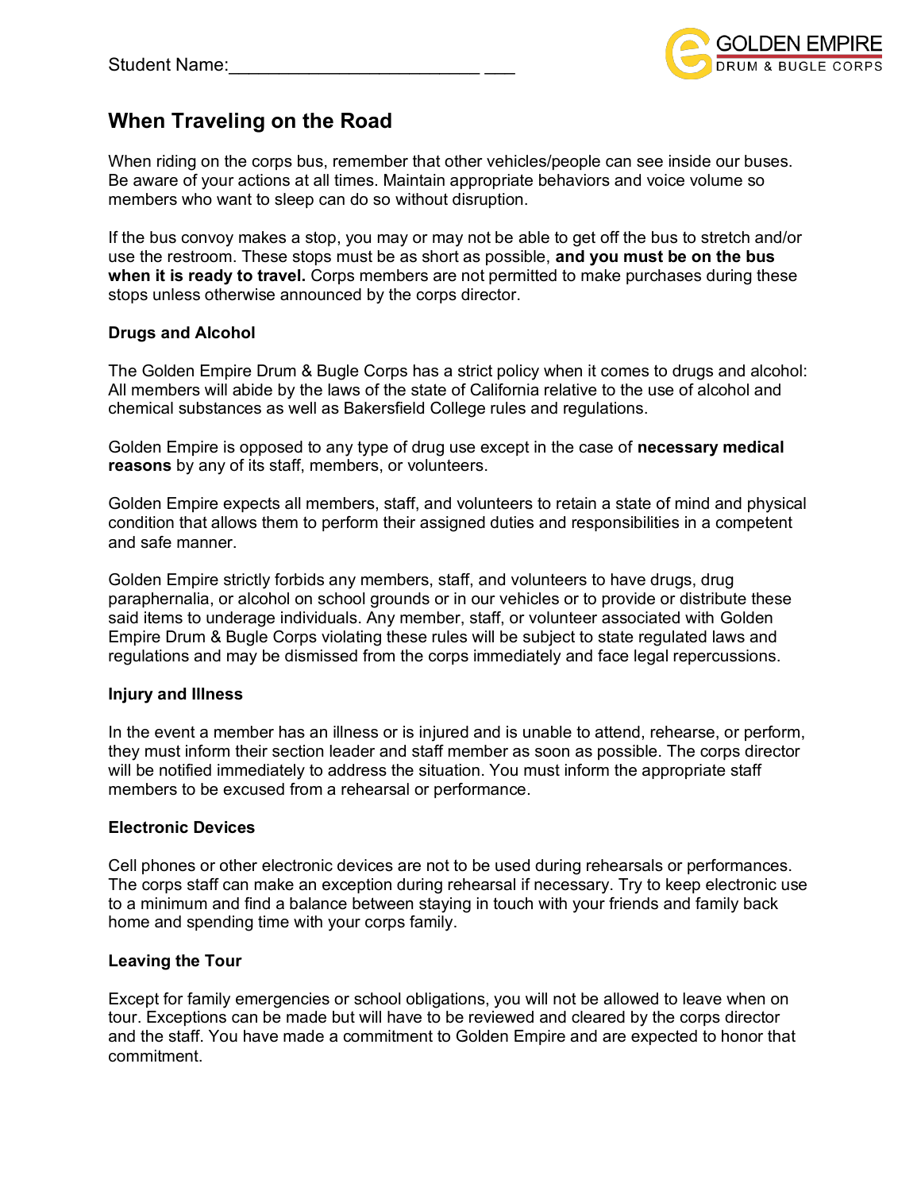Student Name:_________________________ ___

## When Traveling on the Road

When riding on the corps bus, remember that other vehicles/people can see inside our buses. Be aware of your actions at all times. Maintain appropriate behaviors and voice volume so members who want to sleep can do so without disruption.

If the bus convoy makes a stop, you may or may not be able to get off the bus to stretch and/or use the restroom. These stops must be as short as possible, **and you must be on the bus when it is ready to travel.** Corps members are not permitted to make purchases during these stops unless otherwise announced by the corps director.

### Drugs and Alcohol

The Golden Empire Drum & Bugle Corps has a strict policy when it comes to drugs and alcohol: All members will abide by the laws of the state of California relative to the use of alcohol and chemical substances as well as Bakersfield College rules and regulations.

Golden Empire is opposed to any type of drug use except in the case of **necessary medical reasons** by any of its staff, members, or volunteers.

Golden Empire expects all members, staff, and volunteers to retain a state of mind and physical condition that allows them to perform their assigned duties and responsibilities in a competent and safe manner.

Golden Empire strictly forbids any members, staff, and volunteers to have drugs, drug paraphernalia, or alcohol on school grounds or in our vehicles or to provide or distribute these said items to underage individuals. Any member, staff, or volunteer associated with Golden Empire Drum & Bugle Corps violating these rules will be subject to state regulated laws and regulations and may be dismissed from the corps immediately and face legal repercussions.

### Injury and Illness

In the event a member has an illness or is injured and is unable to attend, rehearse, or perform, they must inform their section leader and staff member as soon as possible. The corps director will be notified immediately to address the situation. You must inform the appropriate staff members to be excused from a rehearsal or performance.

### Electronic Devices

Cell phones or other electronic devices are not to be used during rehearsals or performances. The corps staff can make an exception during rehearsal if necessary. Try to keep electronic use to a minimum and find a balance between staying in touch with your friends and family back home and spending time with your corps family.

### Leaving the Tour

Except for family emergencies or school obligations, you will not be allowed to leave when on tour. Exceptions can be made but will have to be reviewed and cleared by the corps director and the staff. You have made a commitment to Golden Empire and are expected to honor that commitment.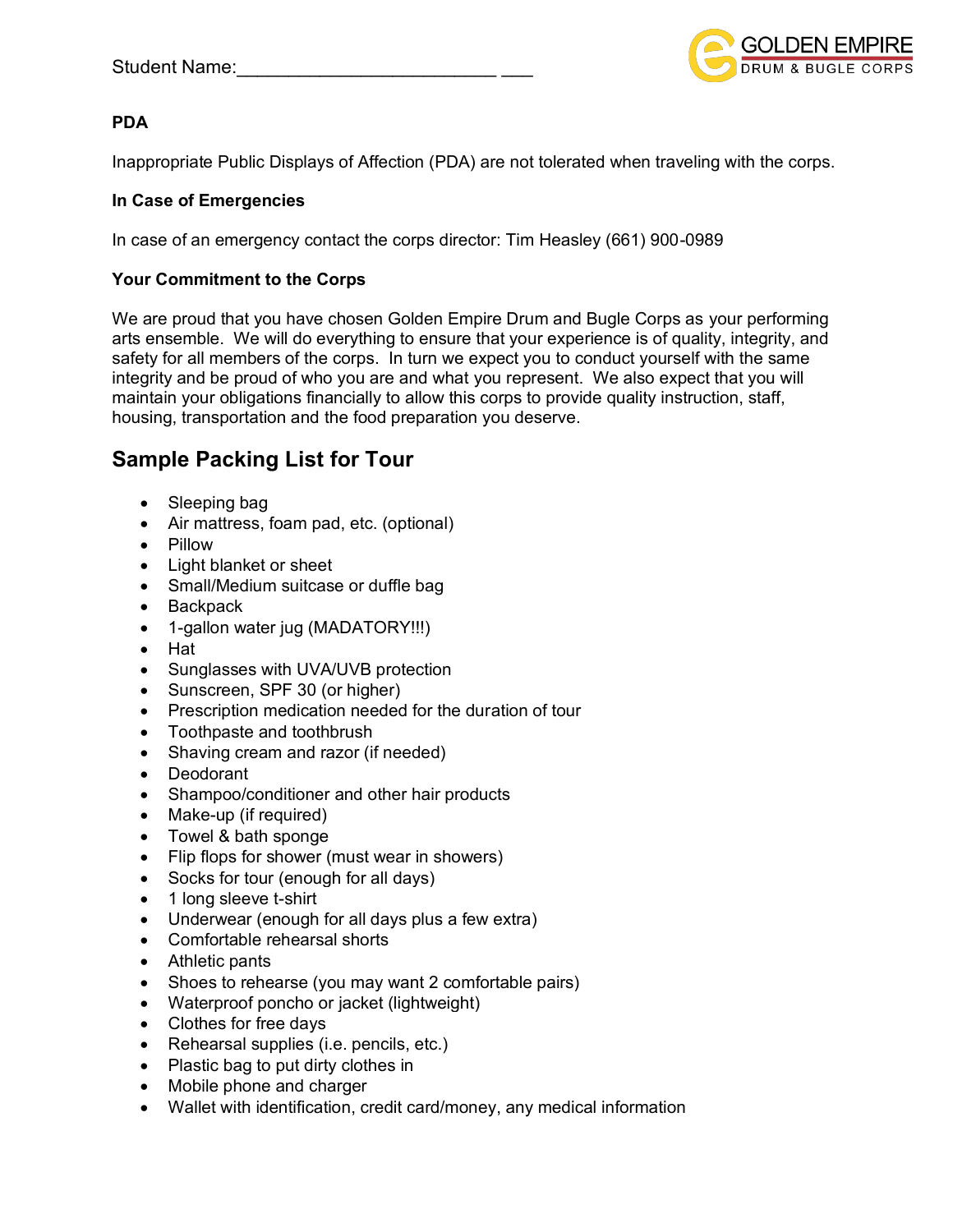Student Name:\_\_\_\_\_\_\_\_\_\_\_\_\_\_\_\_\_\_\_\_\_\_\_\_\_\_ \_\_\_

GOLDEN EMPIRE
DRUM & BUGLE CORPS

**PDA**

Inappropriate Public Displays of Affection (PDA) are not tolerated when traveling with the corps.

**In Case of Emergencies**

In case of an emergency contact the corps director: Tim Heasley (661) 900-0989

**Your Commitment to the Corps**

We are proud that you have chosen Golden Empire Drum and Bugle Corps as your performing arts ensemble. We will do everything to ensure that your experience is of quality, integrity, and safety for all members of the corps. In turn we expect you to conduct yourself with the same integrity and be proud of who you are and what you represent. We also expect that you will maintain your obligations financially to allow this corps to provide quality instruction, staff, housing, transportation and the food preparation you deserve.

## Sample Packing List for Tour

- Sleeping bag
- Air mattress, foam pad, etc. (optional)
- Pillow
- Light blanket or sheet
- Small/Medium suitcase or duffle bag
- Backpack
- 1-gallon water jug (MADATORY!!!)
- Hat
- Sunglasses with UVA/UVB protection
- Sunscreen, SPF 30 (or higher)
- Prescription medication needed for the duration of tour
- Toothpaste and toothbrush
- Shaving cream and razor (if needed)
- Deodorant
- Shampoo/conditioner and other hair products
- Make-up (if required)
- Towel & bath sponge
- Flip flops for shower (must wear in showers)
- Socks for tour (enough for all days)
- 1 long sleeve t-shirt
- Underwear (enough for all days plus a few extra)
- Comfortable rehearsal shorts
- Athletic pants
- Shoes to rehearse (you may want 2 comfortable pairs)
- Waterproof poncho or jacket (lightweight)
- Clothes for free days
- Rehearsal supplies (i.e. pencils, etc.)
- Plastic bag to put dirty clothes in
- Mobile phone and charger
- Wallet with identification, credit card/money, any medical information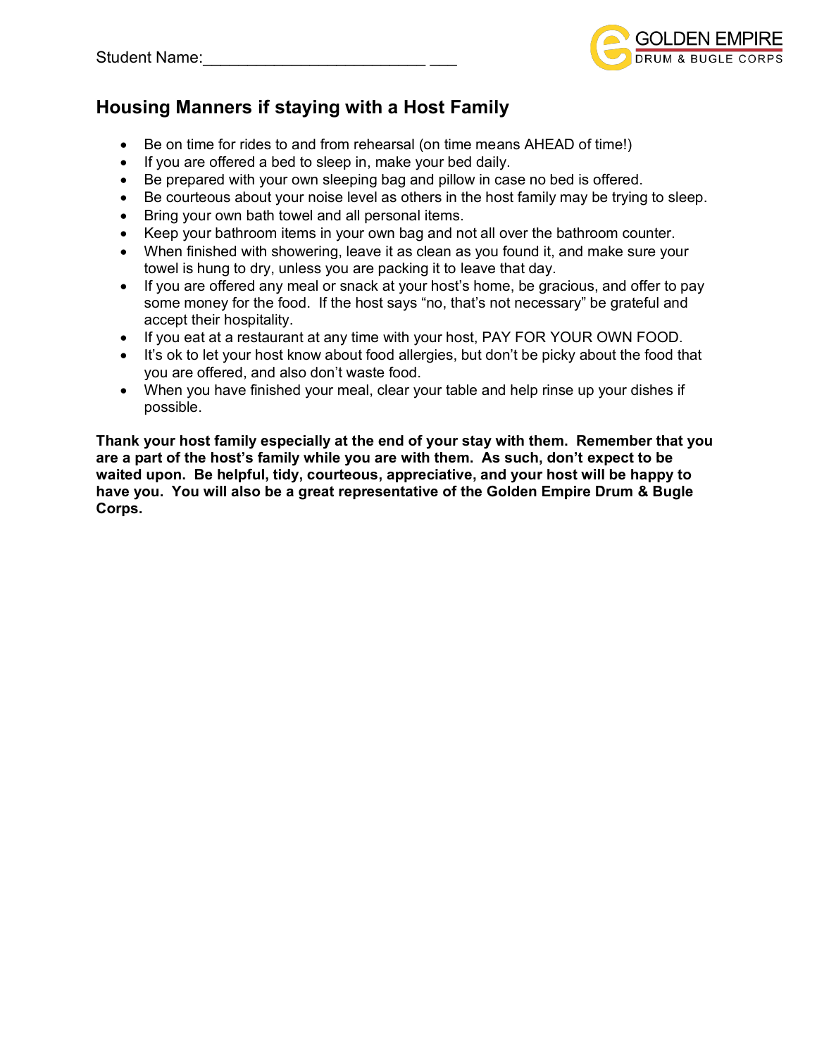Student Name:_________________________ ___

GOLDEN EMPIRE
DRUM & BUGLE CORPS

## Housing Manners if staying with a Host Family

- Be on time for rides to and from rehearsal (on time means AHEAD of time!)
- If you are offered a bed to sleep in, make your bed daily.
- Be prepared with your own sleeping bag and pillow in case no bed is offered.
- Be courteous about your noise level as others in the host family may be trying to sleep.
- Bring your own bath towel and all personal items.
- Keep your bathroom items in your own bag and not all over the bathroom counter.
- When finished with showering, leave it as clean as you found it, and make sure your towel is hung to dry, unless you are packing it to leave that day.
- If you are offered any meal or snack at your host's home, be gracious, and offer to pay some money for the food. If the host says "no, that's not necessary" be grateful and accept their hospitality.
- If you eat at a restaurant at any time with your host, PAY FOR YOUR OWN FOOD.
- It's ok to let your host know about food allergies, but don't be picky about the food that you are offered, and also don't waste food.
- When you have finished your meal, clear your table and help rinse up your dishes if possible.

**Thank your host family especially at the end of your stay with them. Remember that you are a part of the host's family while you are with them. As such, don't expect to be waited upon. Be helpful, tidy, courteous, appreciative, and your host will be happy to have you. You will also be a great representative of the Golden Empire Drum & Bugle Corps.**